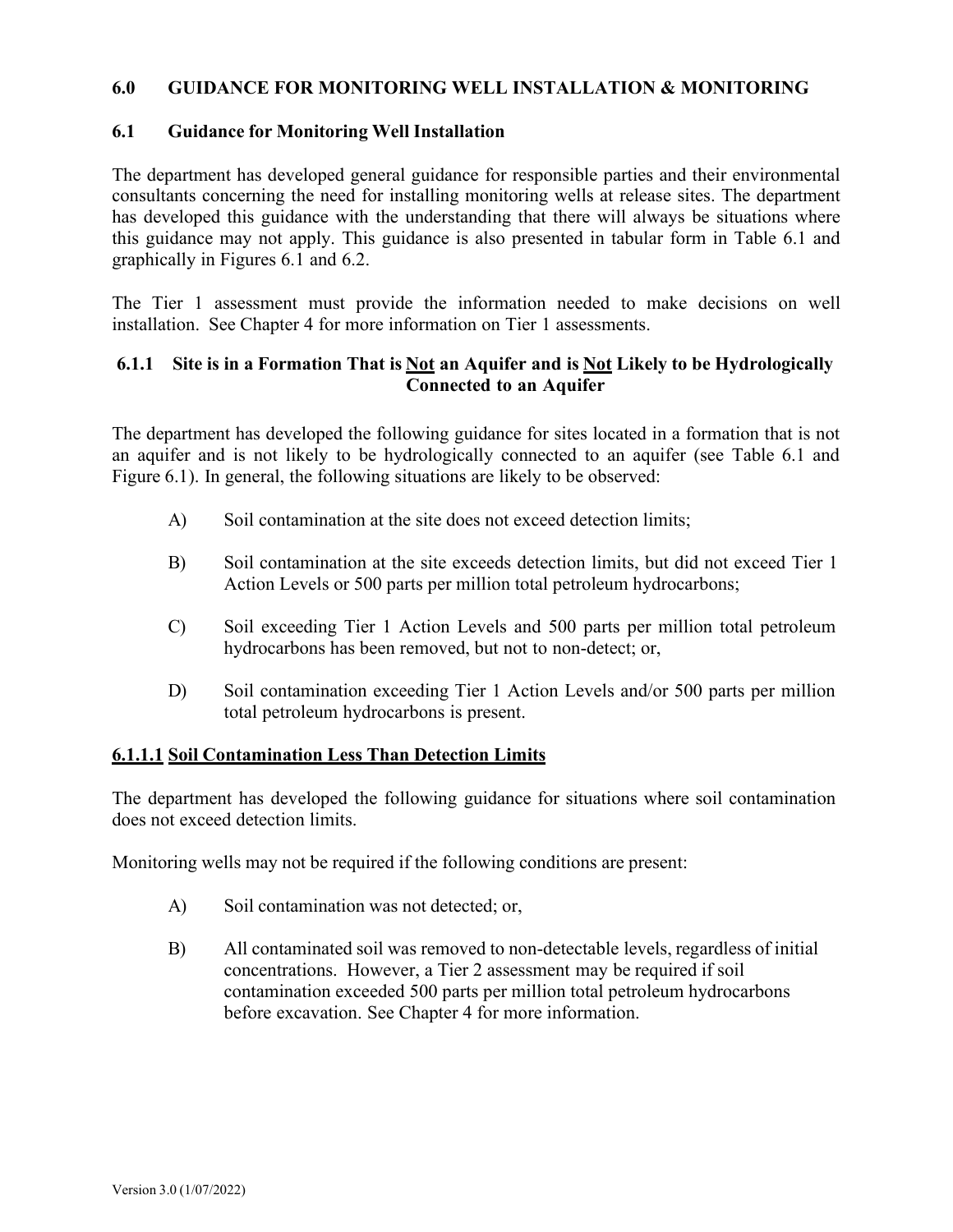# 6.0 GUIDANCE FOR MONITORING WELL INSTALLATION & MONITORING

## 6.1 Guidance for Monitoring Well Installation

The department has developed general guidance for responsible parties and their environmental consultants concerning the need for installing monitoring wells at release sites. The department has developed this guidance with the understanding that there will always be situations where this guidance may not apply. This guidance is also presented in tabular form in Table 6.1 and graphically in Figures 6.1 and 6.2.

The Tier 1 assessment must provide the information needed to make decisions on well installation. See Chapter 4 for more information on Tier 1 assessments.

### 6.1.1 Site is in a Formation That is Not an Aquifer and is Not Likely to be Hydrologically Connected to an Aquifer

The department has developed the following guidance for sites located in a formation that is not an aquifer and is not likely to be hydrologically connected to an aquifer (see Table 6.1 and Figure 6.1). In general, the following situations are likely to be observed:

A) Soil contamination at the site does not exceed detection limits;

B) Soil contamination at the site exceeds detection limits, but did not exceed Tier 1 Action Levels or 500 parts per million total petroleum hydrocarbons;

C) Soil exceeding Tier 1 Action Levels and 500 parts per million total petroleum hydrocarbons has been removed, but not to non-detect; or,

D) Soil contamination exceeding Tier 1 Action Levels and/or 500 parts per million total petroleum hydrocarbons is present.

#### 6.1.1.1 Soil Contamination Less Than Detection Limits

The department has developed the following guidance for situations where soil contamination does not exceed detection limits.

Monitoring wells may not be required if the following conditions are present:

A) Soil contamination was not detected; or,

B) All contaminated soil was removed to non-detectable levels, regardless of initial concentrations. However, a Tier 2 assessment may be required if soil contamination exceeded 500 parts per million total petroleum hydrocarbons before excavation. See Chapter 4 for more information.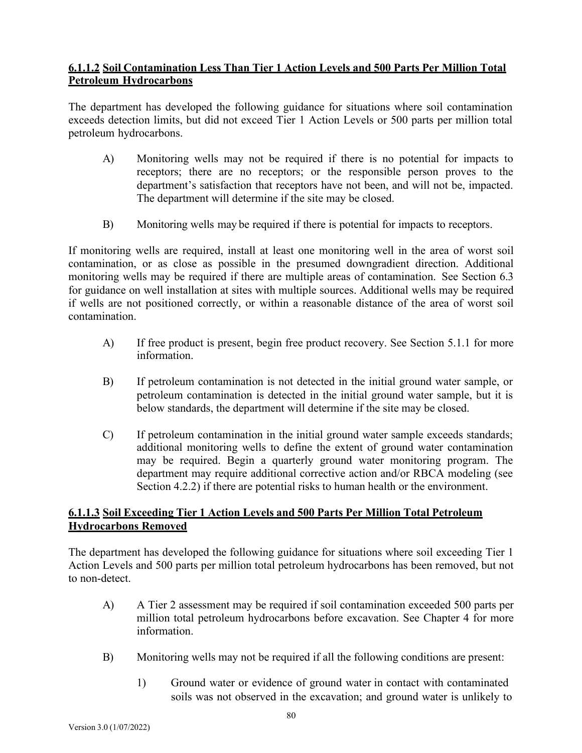#### 6.1.1.2 Soil Contamination Less Than Tier 1 Action Levels and 500 Parts Per Million Total Petroleum Hydrocarbons

The department has developed the following guidance for situations where soil contamination exceeds detection limits, but did not exceed Tier 1 Action Levels or 500 parts per million total petroleum hydrocarbons.

A) Monitoring wells may not be required if there is no potential for impacts to receptors; there are no receptors; or the responsible person proves to the department's satisfaction that receptors have not been, and will not be, impacted. The department will determine if the site may be closed.

B) Monitoring wells may be required if there is potential for impacts to receptors.

If monitoring wells are required, install at least one monitoring well in the area of worst soil contamination, or as close as possible in the presumed downgradient direction. Additional monitoring wells may be required if there are multiple areas of contamination. See Section 6.3 for guidance on well installation at sites with multiple sources. Additional wells may be required if wells are not positioned correctly, or within a reasonable distance of the area of worst soil contamination.

A) If free product is present, begin free product recovery. See Section 5.1.1 for more information.

B) If petroleum contamination is not detected in the initial ground water sample, or petroleum contamination is detected in the initial ground water sample, but it is below standards, the department will determine if the site may be closed.

C) If petroleum contamination in the initial ground water sample exceeds standards; additional monitoring wells to define the extent of ground water contamination may be required. Begin a quarterly ground water monitoring program. The department may require additional corrective action and/or RBCA modeling (see Section 4.2.2) if there are potential risks to human health or the environment.

#### 6.1.1.3 Soil Exceeding Tier 1 Action Levels and 500 Parts Per Million Total Petroleum Hydrocarbons Removed

The department has developed the following guidance for situations where soil exceeding Tier 1 Action Levels and 500 parts per million total petroleum hydrocarbons has been removed, but not to non-detect.

A) A Tier 2 assessment may be required if soil contamination exceeded 500 parts per million total petroleum hydrocarbons before excavation. See Chapter 4 for more information.

B) Monitoring wells may not be required if all the following conditions are present:

1) Ground water or evidence of ground water in contact with contaminated soils was not observed in the excavation; and ground water is unlikely to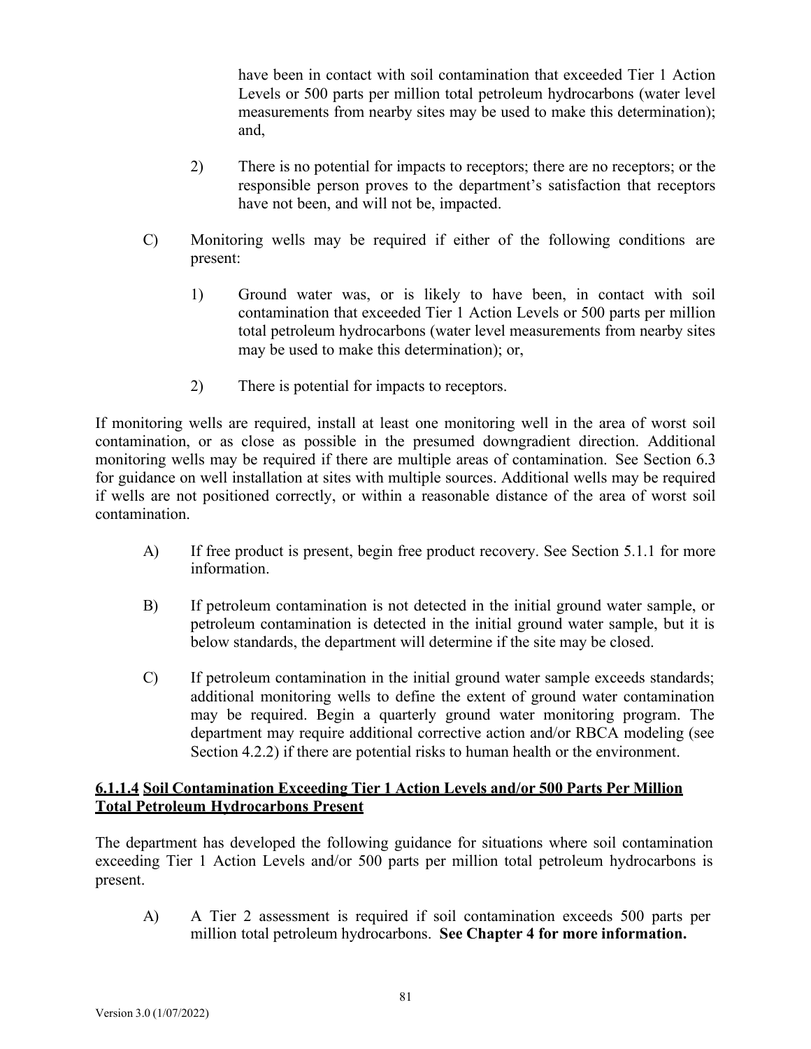have been in contact with soil contamination that exceeded Tier 1 Action Levels or 500 parts per million total petroleum hydrocarbons (water level measurements from nearby sites may be used to make this determination); and,

2) There is no potential for impacts to receptors; there are no receptors; or the responsible person proves to the department's satisfaction that receptors have not been, and will not be, impacted.

C) Monitoring wells may be required if either of the following conditions are present:

1) Ground water was, or is likely to have been, in contact with soil contamination that exceeded Tier 1 Action Levels or 500 parts per million total petroleum hydrocarbons (water level measurements from nearby sites may be used to make this determination); or,

2) There is potential for impacts to receptors.

If monitoring wells are required, install at least one monitoring well in the area of worst soil contamination, or as close as possible in the presumed downgradient direction. Additional monitoring wells may be required if there are multiple areas of contamination. See Section 6.3 for guidance on well installation at sites with multiple sources. Additional wells may be required if wells are not positioned correctly, or within a reasonable distance of the area of worst soil contamination.

A) If free product is present, begin free product recovery. See Section 5.1.1 for more information.

B) If petroleum contamination is not detected in the initial ground water sample, or petroleum contamination is detected in the initial ground water sample, but it is below standards, the department will determine if the site may be closed.

C) If petroleum contamination in the initial ground water sample exceeds standards; additional monitoring wells to define the extent of ground water contamination may be required. Begin a quarterly ground water monitoring program. The department may require additional corrective action and/or RBCA modeling (see Section 4.2.2) if there are potential risks to human health or the environment.

#### **6.1.1.4 Soil Contamination Exceeding Tier 1 Action Levels and/or 500 Parts Per Million Total Petroleum Hydrocarbons Present**

The department has developed the following guidance for situations where soil contamination exceeding Tier 1 Action Levels and/or 500 parts per million total petroleum hydrocarbons is present.

A) A Tier 2 assessment is required if soil contamination exceeds 500 parts per million total petroleum hydrocarbons. **See Chapter 4 for more information.**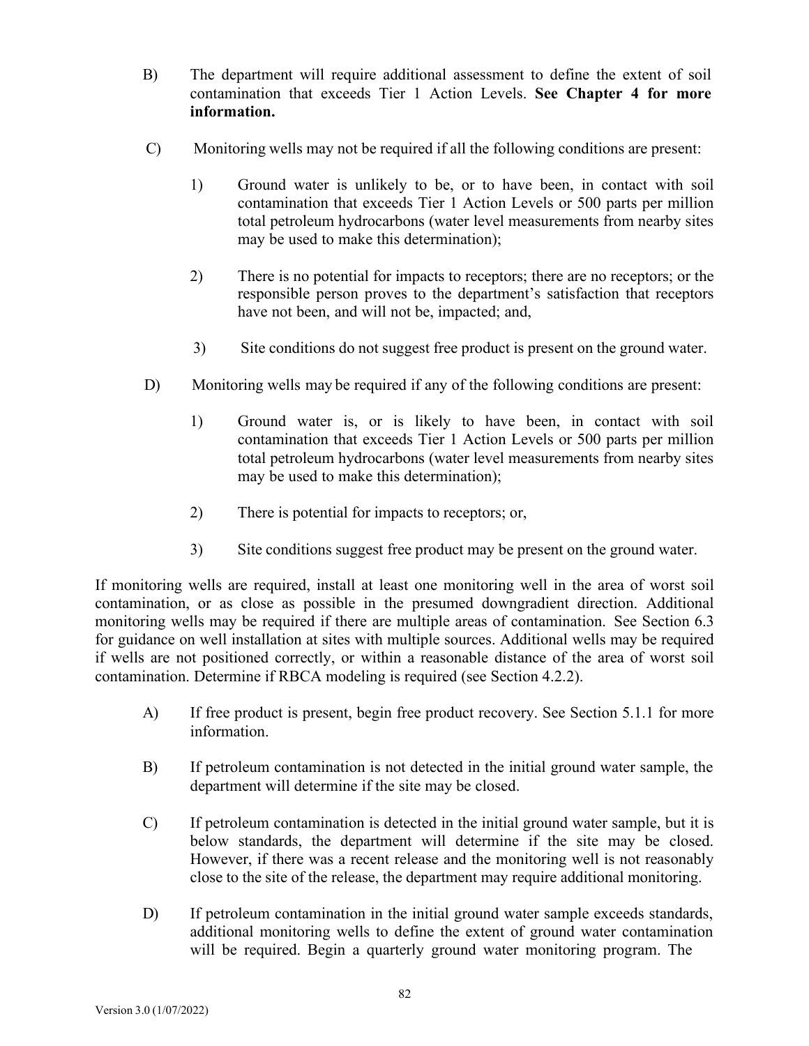B) The department will require additional assessment to define the extent of soil contamination that exceeds Tier 1 Action Levels. **See Chapter 4 for more information.**

C) Monitoring wells may not be required if all the following conditions are present:

1) Ground water is unlikely to be, or to have been, in contact with soil contamination that exceeds Tier 1 Action Levels or 500 parts per million total petroleum hydrocarbons (water level measurements from nearby sites may be used to make this determination);

2) There is no potential for impacts to receptors; there are no receptors; or the responsible person proves to the department's satisfaction that receptors have not been, and will not be, impacted; and,

3) Site conditions do not suggest free product is present on the ground water.

D) Monitoring wells may be required if any of the following conditions are present:

1) Ground water is, or is likely to have been, in contact with soil contamination that exceeds Tier 1 Action Levels or 500 parts per million total petroleum hydrocarbons (water level measurements from nearby sites may be used to make this determination);

2) There is potential for impacts to receptors; or,

3) Site conditions suggest free product may be present on the ground water.

If monitoring wells are required, install at least one monitoring well in the area of worst soil contamination, or as close as possible in the presumed downgradient direction. Additional monitoring wells may be required if there are multiple areas of contamination. See Section 6.3 for guidance on well installation at sites with multiple sources. Additional wells may be required if wells are not positioned correctly, or within a reasonable distance of the area of worst soil contamination. Determine if RBCA modeling is required (see Section 4.2.2).

A) If free product is present, begin free product recovery. See Section 5.1.1 for more information.

B) If petroleum contamination is not detected in the initial ground water sample, the department will determine if the site may be closed.

C) If petroleum contamination is detected in the initial ground water sample, but it is below standards, the department will determine if the site may be closed. However, if there was a recent release and the monitoring well is not reasonably close to the site of the release, the department may require additional monitoring.

D) If petroleum contamination in the initial ground water sample exceeds standards, additional monitoring wells to define the extent of ground water contamination will be required. Begin a quarterly ground water monitoring program. The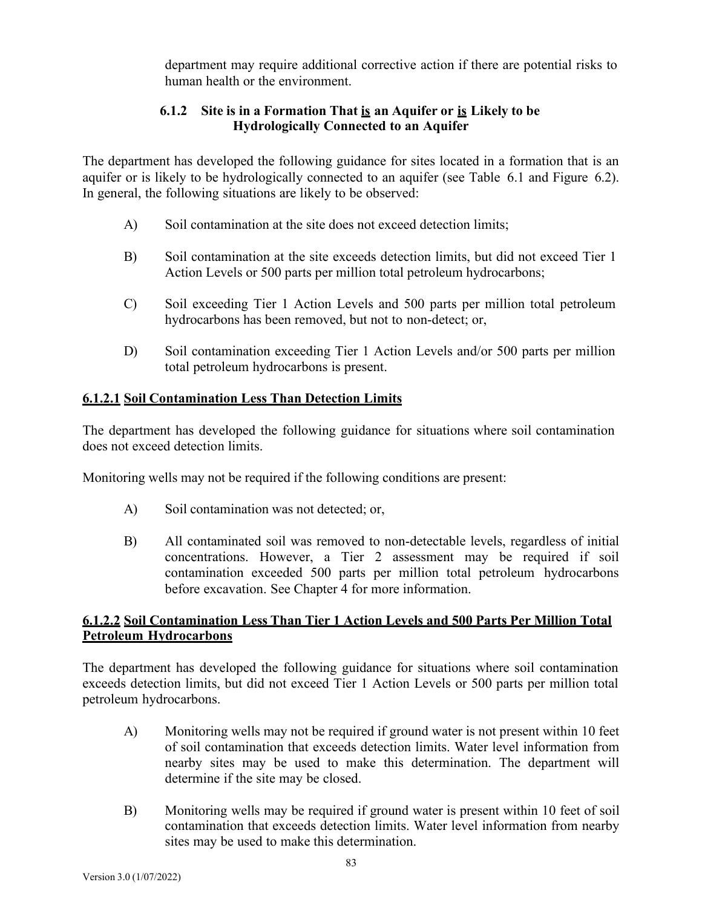department may require additional corrective action if there are potential risks to human health or the environment.

### 6.1.2 Site is in a Formation That <u>is</u> an Aquifer or <u>is</u> Likely to be Hydrologically Connected to an Aquifer

The department has developed the following guidance for sites located in a formation that is an aquifer or is likely to be hydrologically connected to an aquifer (see Table 6.1 and Figure 6.2). In general, the following situations are likely to be observed:

A) Soil contamination at the site does not exceed detection limits;

B) Soil contamination at the site exceeds detection limits, but did not exceed Tier 1 Action Levels or 500 parts per million total petroleum hydrocarbons;

C) Soil exceeding Tier 1 Action Levels and 500 parts per million total petroleum hydrocarbons has been removed, but not to non-detect; or,

D) Soil contamination exceeding Tier 1 Action Levels and/or 500 parts per million total petroleum hydrocarbons is present.

#### <u>6.1.2.1 Soil Contamination Less Than Detection Limits</u>

The department has developed the following guidance for situations where soil contamination does not exceed detection limits.

Monitoring wells may not be required if the following conditions are present:

A) Soil contamination was not detected; or,

B) All contaminated soil was removed to non-detectable levels, regardless of initial concentrations. However, a Tier 2 assessment may be required if soil contamination exceeded 500 parts per million total petroleum hydrocarbons before excavation. See Chapter 4 for more information.

#### <u>6.1.2.2 Soil Contamination Less Than Tier 1 Action Levels and 500 Parts Per Million Total Petroleum Hydrocarbons</u>

The department has developed the following guidance for situations where soil contamination exceeds detection limits, but did not exceed Tier 1 Action Levels or 500 parts per million total petroleum hydrocarbons.

A) Monitoring wells may not be required if ground water is not present within 10 feet of soil contamination that exceeds detection limits. Water level information from nearby sites may be used to make this determination. The department will determine if the site may be closed.

B) Monitoring wells may be required if ground water is present within 10 feet of soil contamination that exceeds detection limits. Water level information from nearby sites may be used to make this determination.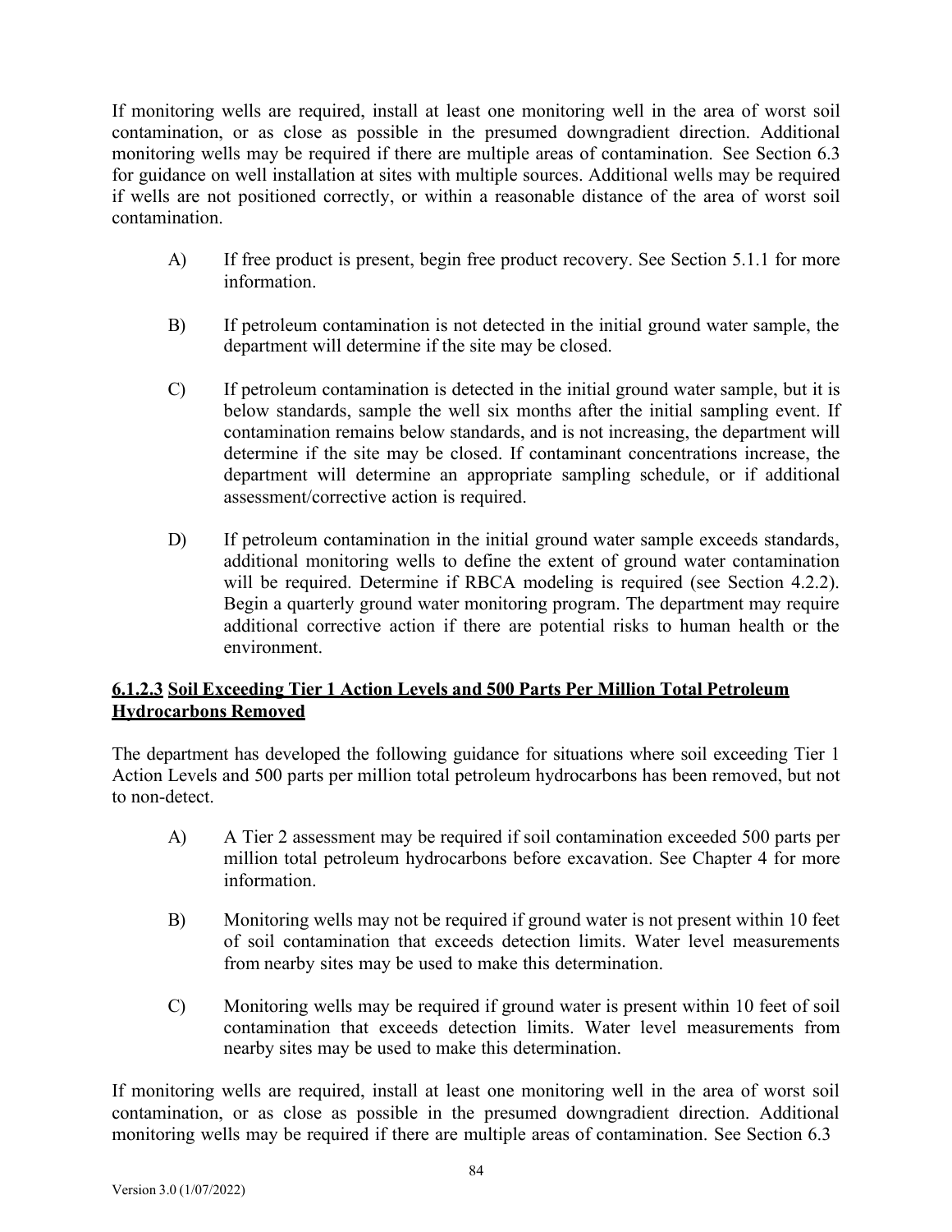If monitoring wells are required, install at least one monitoring well in the area of worst soil contamination, or as close as possible in the presumed downgradient direction. Additional monitoring wells may be required if there are multiple areas of contamination. See Section 6.3 for guidance on well installation at sites with multiple sources. Additional wells may be required if wells are not positioned correctly, or within a reasonable distance of the area of worst soil contamination.

A) If free product is present, begin free product recovery. See Section 5.1.1 for more information.

B) If petroleum contamination is not detected in the initial ground water sample, the department will determine if the site may be closed.

C) If petroleum contamination is detected in the initial ground water sample, but it is below standards, sample the well six months after the initial sampling event. If contamination remains below standards, and is not increasing, the department will determine if the site may be closed. If contaminant concentrations increase, the department will determine an appropriate sampling schedule, or if additional assessment/corrective action is required.

D) If petroleum contamination in the initial ground water sample exceeds standards, additional monitoring wells to define the extent of ground water contamination will be required. Determine if RBCA modeling is required (see Section 4.2.2). Begin a quarterly ground water monitoring program. The department may require additional corrective action if there are potential risks to human health or the environment.

#### 6.1.2.3 Soil Exceeding Tier 1 Action Levels and 500 Parts Per Million Total Petroleum Hydrocarbons Removed

The department has developed the following guidance for situations where soil exceeding Tier 1 Action Levels and 500 parts per million total petroleum hydrocarbons has been removed, but not to non-detect.

A) A Tier 2 assessment may be required if soil contamination exceeded 500 parts per million total petroleum hydrocarbons before excavation. See Chapter 4 for more information.

B) Monitoring wells may not be required if ground water is not present within 10 feet of soil contamination that exceeds detection limits. Water level measurements from nearby sites may be used to make this determination.

C) Monitoring wells may be required if ground water is present within 10 feet of soil contamination that exceeds detection limits. Water level measurements from nearby sites may be used to make this determination.

If monitoring wells are required, install at least one monitoring well in the area of worst soil contamination, or as close as possible in the presumed downgradient direction. Additional monitoring wells may be required if there are multiple areas of contamination. See Section 6.3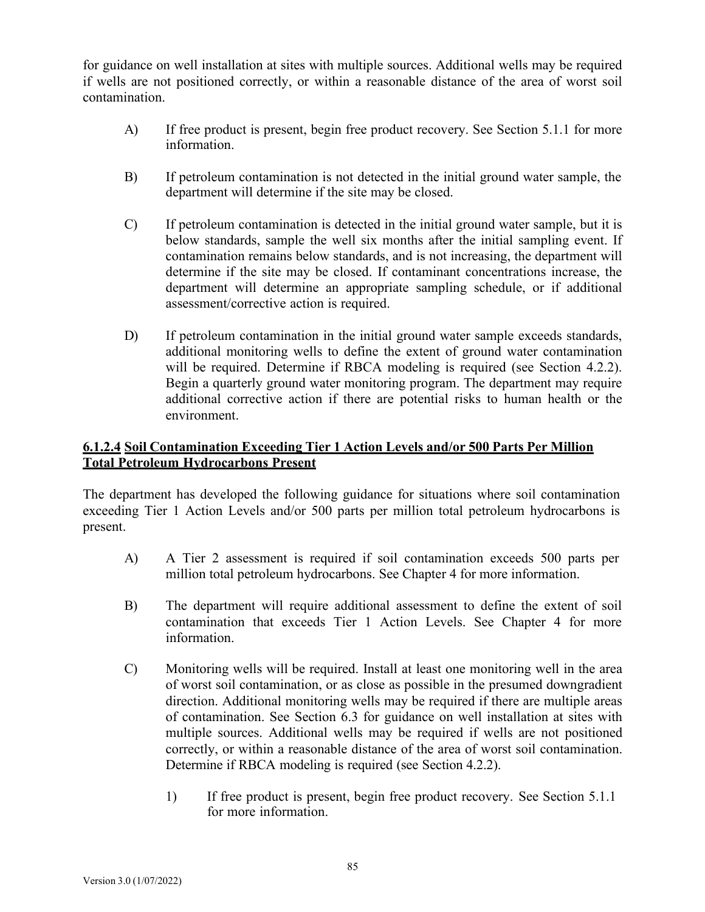for guidance on well installation at sites with multiple sources. Additional wells may be required if wells are not positioned correctly, or within a reasonable distance of the area of worst soil contamination.

A) If free product is present, begin free product recovery. See Section 5.1.1 for more information.

B) If petroleum contamination is not detected in the initial ground water sample, the department will determine if the site may be closed.

C) If petroleum contamination is detected in the initial ground water sample, but it is below standards, sample the well six months after the initial sampling event. If contamination remains below standards, and is not increasing, the department will determine if the site may be closed. If contaminant concentrations increase, the department will determine an appropriate sampling schedule, or if additional assessment/corrective action is required.

D) If petroleum contamination in the initial ground water sample exceeds standards, additional monitoring wells to define the extent of ground water contamination will be required. Determine if RBCA modeling is required (see Section 4.2.2). Begin a quarterly ground water monitoring program. The department may require additional corrective action if there are potential risks to human health or the environment.

#### **6.1.2.4 Soil Contamination Exceeding Tier 1 Action Levels and/or 500 Parts Per Million Total Petroleum Hydrocarbons Present**

The department has developed the following guidance for situations where soil contamination exceeding Tier 1 Action Levels and/or 500 parts per million total petroleum hydrocarbons is present.

A) A Tier 2 assessment is required if soil contamination exceeds 500 parts per million total petroleum hydrocarbons. See Chapter 4 for more information.

B) The department will require additional assessment to define the extent of soil contamination that exceeds Tier 1 Action Levels. See Chapter 4 for more information.

C) Monitoring wells will be required. Install at least one monitoring well in the area of worst soil contamination, or as close as possible in the presumed downgradient direction. Additional monitoring wells may be required if there are multiple areas of contamination. See Section 6.3 for guidance on well installation at sites with multiple sources. Additional wells may be required if wells are not positioned correctly, or within a reasonable distance of the area of worst soil contamination. Determine if RBCA modeling is required (see Section 4.2.2).

1) If free product is present, begin free product recovery. See Section 5.1.1 for more information.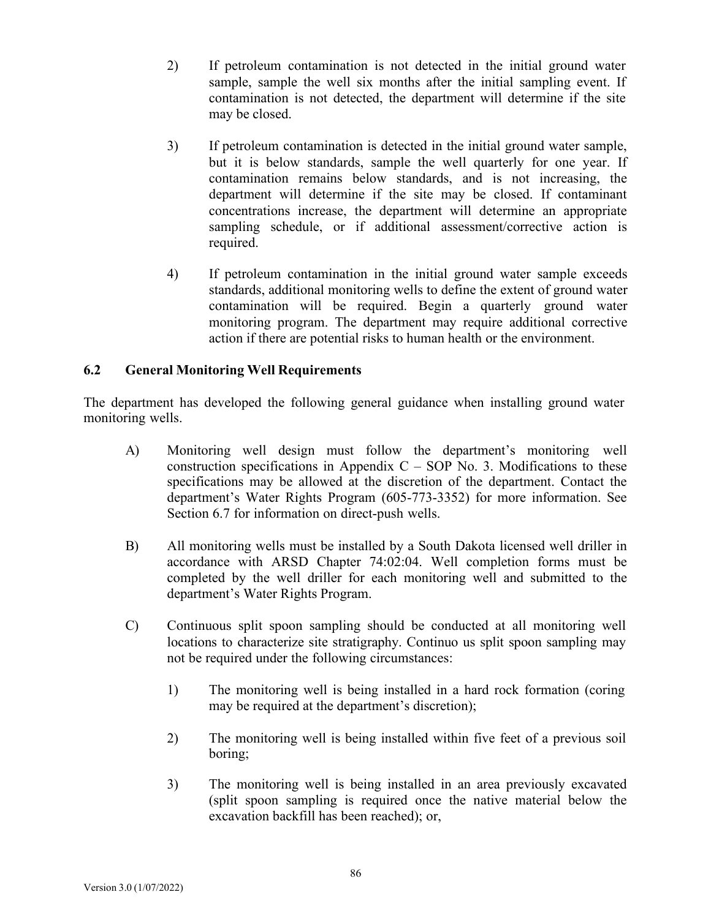2) If petroleum contamination is not detected in the initial ground water sample, sample the well six months after the initial sampling event. If contamination is not detected, the department will determine if the site may be closed.

3) If petroleum contamination is detected in the initial ground water sample, but it is below standards, sample the well quarterly for one year. If contamination remains below standards, and is not increasing, the department will determine if the site may be closed. If contaminant concentrations increase, the department will determine an appropriate sampling schedule, or if additional assessment/corrective action is required.

4) If petroleum contamination in the initial ground water sample exceeds standards, additional monitoring wells to define the extent of ground water contamination will be required. Begin a quarterly ground water monitoring program. The department may require additional corrective action if there are potential risks to human health or the environment.

### 6.2 General Monitoring Well Requirements

The department has developed the following general guidance when installing ground water monitoring wells.

A) Monitoring well design must follow the department's monitoring well construction specifications in Appendix C – SOP No. 3. Modifications to these specifications may be allowed at the discretion of the department. Contact the department's Water Rights Program (605-773-3352) for more information. See Section 6.7 for information on direct-push wells.

B) All monitoring wells must be installed by a South Dakota licensed well driller in accordance with ARSD Chapter 74:02:04. Well completion forms must be completed by the well driller for each monitoring well and submitted to the department's Water Rights Program.

C) Continuous split spoon sampling should be conducted at all monitoring well locations to characterize site stratigraphy. Continuo us split spoon sampling may not be required under the following circumstances:

1) The monitoring well is being installed in a hard rock formation (coring may be required at the department's discretion);

2) The monitoring well is being installed within five feet of a previous soil boring;

3) The monitoring well is being installed in an area previously excavated (split spoon sampling is required once the native material below the excavation backfill has been reached); or,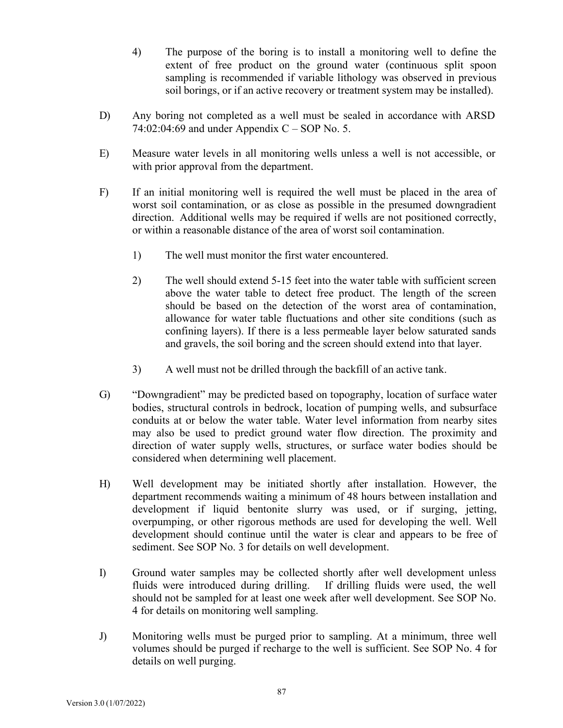4) The purpose of the boring is to install a monitoring well to define the extent of free product on the ground water (continuous split spoon sampling is recommended if variable lithology was observed in previous soil borings, or if an active recovery or treatment system may be installed).

D) Any boring not completed as a well must be sealed in accordance with ARSD 74:02:04:69 and under Appendix C – SOP No. 5.

E) Measure water levels in all monitoring wells unless a well is not accessible, or with prior approval from the department.

F) If an initial monitoring well is required the well must be placed in the area of worst soil contamination, or as close as possible in the presumed downgradient direction. Additional wells may be required if wells are not positioned correctly, or within a reasonable distance of the area of worst soil contamination.

   1) The well must monitor the first water encountered.

   2) The well should extend 5-15 feet into the water table with sufficient screen above the water table to detect free product. The length of the screen should be based on the detection of the worst area of contamination, allowance for water table fluctuations and other site conditions (such as confining layers). If there is a less permeable layer below saturated sands and gravels, the soil boring and the screen should extend into that layer.

   3) A well must not be drilled through the backfill of an active tank.

G) "Downgradient" may be predicted based on topography, location of surface water bodies, structural controls in bedrock, location of pumping wells, and subsurface conduits at or below the water table. Water level information from nearby sites may also be used to predict ground water flow direction. The proximity and direction of water supply wells, structures, or surface water bodies should be considered when determining well placement.

H) Well development may be initiated shortly after installation. However, the department recommends waiting a minimum of 48 hours between installation and development if liquid bentonite slurry was used, or if surging, jetting, overpumping, or other rigorous methods are used for developing the well. Well development should continue until the water is clear and appears to be free of sediment. See SOP No. 3 for details on well development.

I) Ground water samples may be collected shortly after well development unless fluids were introduced during drilling. If drilling fluids were used, the well should not be sampled for at least one week after well development. See SOP No. 4 for details on monitoring well sampling.

J) Monitoring wells must be purged prior to sampling. At a minimum, three well volumes should be purged if recharge to the well is sufficient. See SOP No. 4 for details on well purging.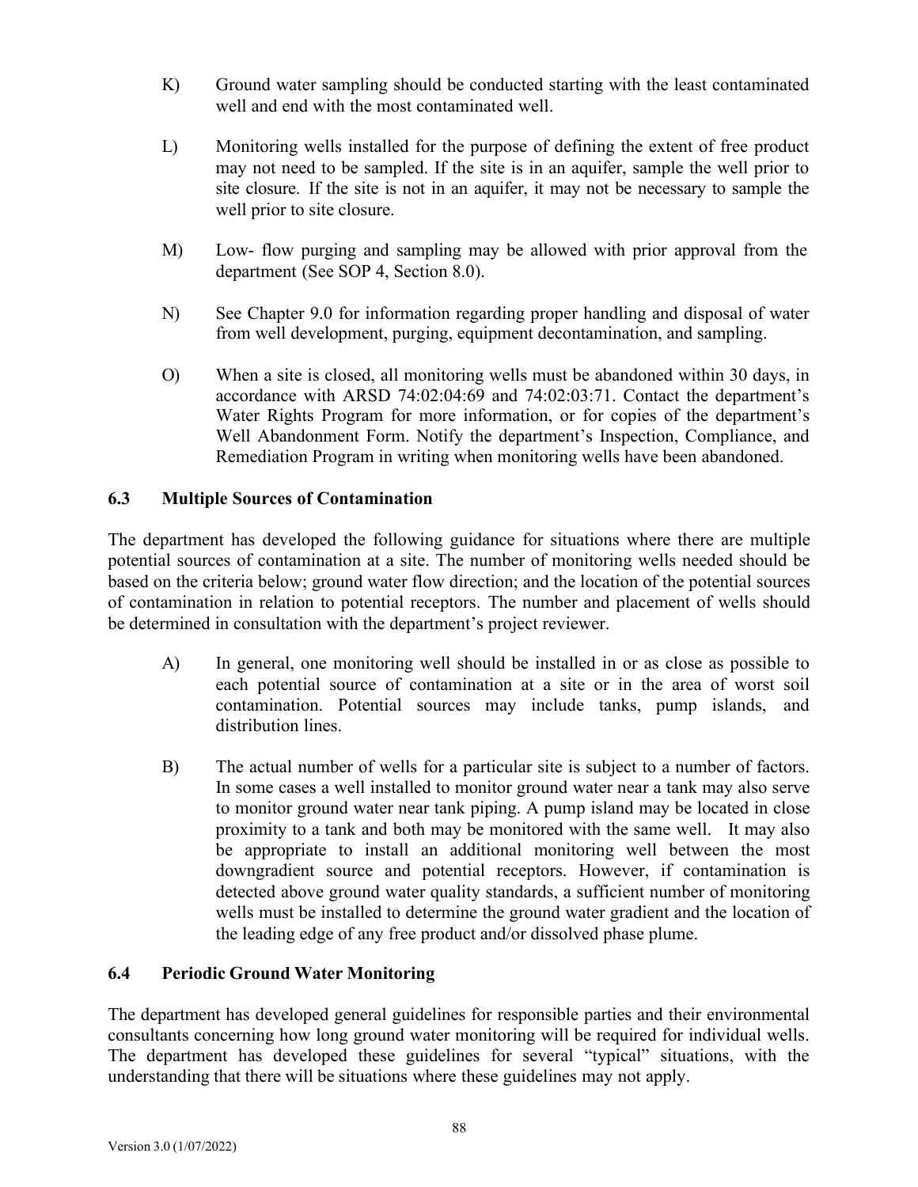K) Ground water sampling should be conducted starting with the least contaminated well and end with the most contaminated well.

L) Monitoring wells installed for the purpose of defining the extent of free product may not need to be sampled. If the site is in an aquifer, sample the well prior to site closure. If the site is not in an aquifer, it may not be necessary to sample the well prior to site closure.

M) Low- flow purging and sampling may be allowed with prior approval from the department (See SOP 4, Section 8.0).

N) See Chapter 9.0 for information regarding proper handling and disposal of water from well development, purging, equipment decontamination, and sampling.

O) When a site is closed, all monitoring wells must be abandoned within 30 days, in accordance with ARSD 74:02:04:69 and 74:02:03:71. Contact the department's Water Rights Program for more information, or for copies of the department's Well Abandonment Form. Notify the department's Inspection, Compliance, and Remediation Program in writing when monitoring wells have been abandoned.

## 6.3 Multiple Sources of Contamination

The department has developed the following guidance for situations where there are multiple potential sources of contamination at a site. The number of monitoring wells needed should be based on the criteria below; ground water flow direction; and the location of the potential sources of contamination in relation to potential receptors. The number and placement of wells should be determined in consultation with the department's project reviewer.

A) In general, one monitoring well should be installed in or as close as possible to each potential source of contamination at a site or in the area of worst soil contamination. Potential sources may include tanks, pump islands, and distribution lines.

B) The actual number of wells for a particular site is subject to a number of factors. In some cases a well installed to monitor ground water near a tank may also serve to monitor ground water near tank piping. A pump island may be located in close proximity to a tank and both may be monitored with the same well. It may also be appropriate to install an additional monitoring well between the most downgradient source and potential receptors. However, if contamination is detected above ground water quality standards, a sufficient number of monitoring wells must be installed to determine the ground water gradient and the location of the leading edge of any free product and/or dissolved phase plume.

## 6.4 Periodic Ground Water Monitoring

The department has developed general guidelines for responsible parties and their environmental consultants concerning how long ground water monitoring will be required for individual wells. The department has developed these guidelines for several "typical" situations, with the understanding that there will be situations where these guidelines may not apply.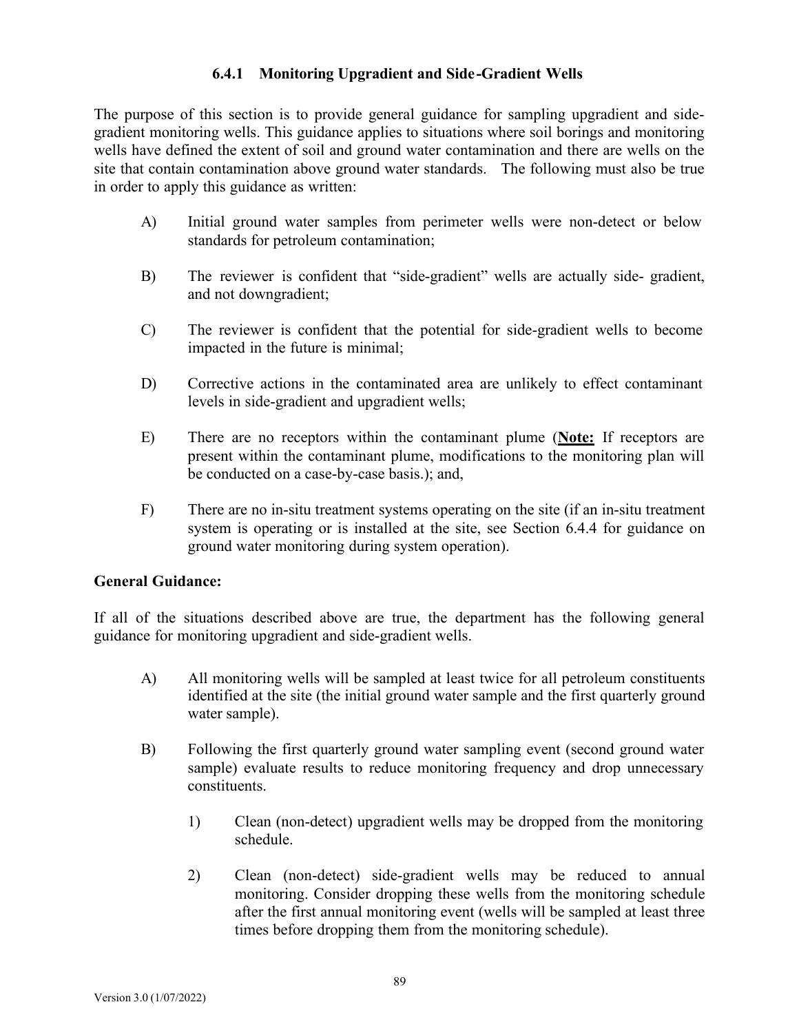### 6.4.1 Monitoring Upgradient and Side-Gradient Wells

The purpose of this section is to provide general guidance for sampling upgradient and side-gradient monitoring wells. This guidance applies to situations where soil borings and monitoring wells have defined the extent of soil and ground water contamination and there are wells on the site that contain contamination above ground water standards. The following must also be true in order to apply this guidance as written:

A) Initial ground water samples from perimeter wells were non-detect or below standards for petroleum contamination;

B) The reviewer is confident that "side-gradient" wells are actually side- gradient, and not downgradient;

C) The reviewer is confident that the potential for side-gradient wells to become impacted in the future is minimal;

D) Corrective actions in the contaminated area are unlikely to effect contaminant levels in side-gradient and upgradient wells;

E) There are no receptors within the contaminant plume (**Note:** If receptors are present within the contaminant plume, modifications to the monitoring plan will be conducted on a case-by-case basis.); and,

F) There are no in-situ treatment systems operating on the site (if an in-situ treatment system is operating or is installed at the site, see Section 6.4.4 for guidance on ground water monitoring during system operation).

**General Guidance:**

If all of the situations described above are true, the department has the following general guidance for monitoring upgradient and side-gradient wells.

A) All monitoring wells will be sampled at least twice for all petroleum constituents identified at the site (the initial ground water sample and the first quarterly ground water sample).

B) Following the first quarterly ground water sampling event (second ground water sample) evaluate results to reduce monitoring frequency and drop unnecessary constituents.

   1) Clean (non-detect) upgradient wells may be dropped from the monitoring schedule.

   2) Clean (non-detect) side-gradient wells may be reduced to annual monitoring. Consider dropping these wells from the monitoring schedule after the first annual monitoring event (wells will be sampled at least three times before dropping them from the monitoring schedule).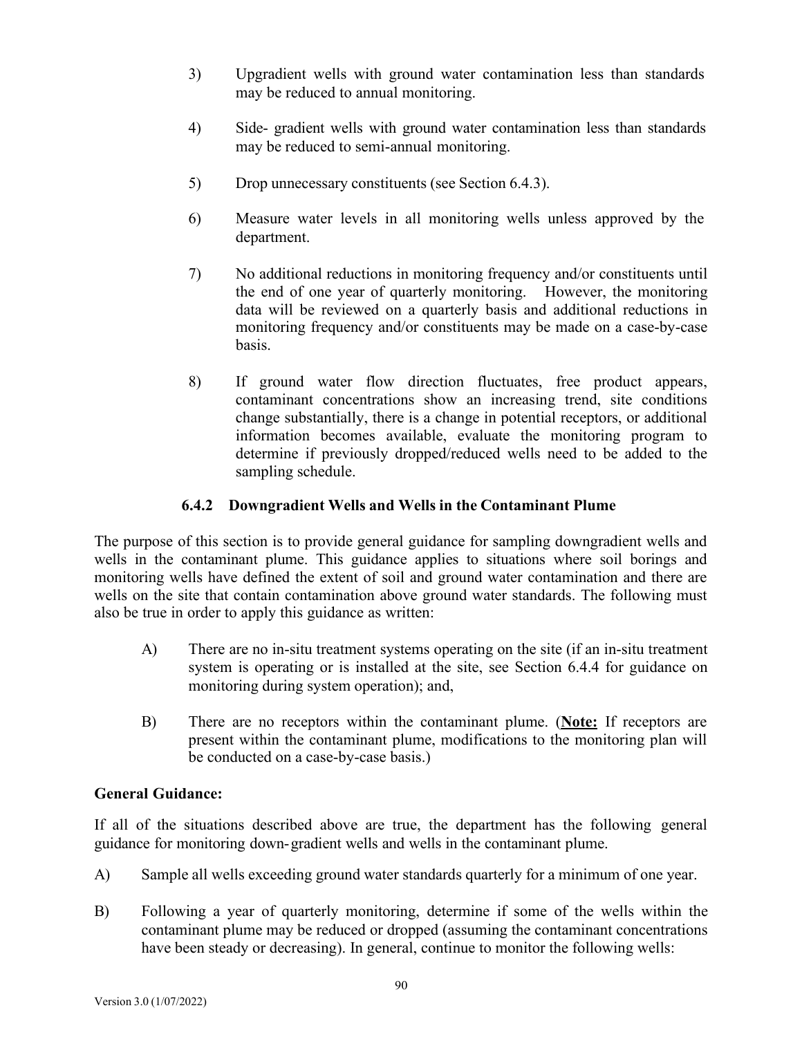3) Upgradient wells with ground water contamination less than standards may be reduced to annual monitoring.

4) Side- gradient wells with ground water contamination less than standards may be reduced to semi-annual monitoring.

5) Drop unnecessary constituents (see Section 6.4.3).

6) Measure water levels in all monitoring wells unless approved by the department.

7) No additional reductions in monitoring frequency and/or constituents until the end of one year of quarterly monitoring. However, the monitoring data will be reviewed on a quarterly basis and additional reductions in monitoring frequency and/or constituents may be made on a case-by-case basis.

8) If ground water flow direction fluctuates, free product appears, contaminant concentrations show an increasing trend, site conditions change substantially, there is a change in potential receptors, or additional information becomes available, evaluate the monitoring program to determine if previously dropped/reduced wells need to be added to the sampling schedule.

### 6.4.2 Downgradient Wells and Wells in the Contaminant Plume

The purpose of this section is to provide general guidance for sampling downgradient wells and wells in the contaminant plume. This guidance applies to situations where soil borings and monitoring wells have defined the extent of soil and ground water contamination and there are wells on the site that contain contamination above ground water standards. The following must also be true in order to apply this guidance as written:

A) There are no in-situ treatment systems operating on the site (if an in-situ treatment system is operating or is installed at the site, see Section 6.4.4 for guidance on monitoring during system operation); and,

B) There are no receptors within the contaminant plume. (**<u>Note:</u>** If receptors are present within the contaminant plume, modifications to the monitoring plan will be conducted on a case-by-case basis.)

**General Guidance:**

If all of the situations described above are true, the department has the following general guidance for monitoring down-gradient wells and wells in the contaminant plume.

A) Sample all wells exceeding ground water standards quarterly for a minimum of one year.

B) Following a year of quarterly monitoring, determine if some of the wells within the contaminant plume may be reduced or dropped (assuming the contaminant concentrations have been steady or decreasing). In general, continue to monitor the following wells: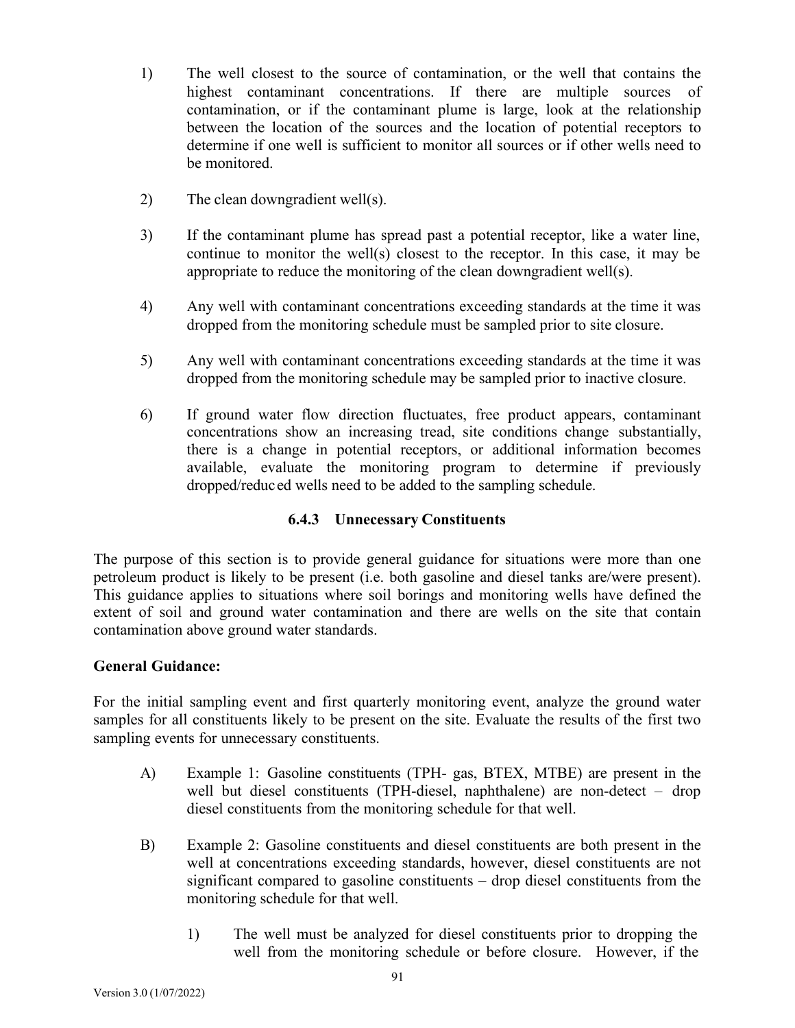1) The well closest to the source of contamination, or the well that contains the highest contaminant concentrations. If there are multiple sources of contamination, or if the contaminant plume is large, look at the relationship between the location of the sources and the location of potential receptors to determine if one well is sufficient to monitor all sources or if other wells need to be monitored.

2) The clean downgradient well(s).

3) If the contaminant plume has spread past a potential receptor, like a water line, continue to monitor the well(s) closest to the receptor. In this case, it may be appropriate to reduce the monitoring of the clean downgradient well(s).

4) Any well with contaminant concentrations exceeding standards at the time it was dropped from the monitoring schedule must be sampled prior to site closure.

5) Any well with contaminant concentrations exceeding standards at the time it was dropped from the monitoring schedule may be sampled prior to inactive closure.

6) If ground water flow direction fluctuates, free product appears, contaminant concentrations show an increasing tread, site conditions change substantially, there is a change in potential receptors, or additional information becomes available, evaluate the monitoring program to determine if previously dropped/reduced wells need to be added to the sampling schedule.

### 6.4.3 Unnecessary Constituents

The purpose of this section is to provide general guidance for situations were more than one petroleum product is likely to be present (i.e. both gasoline and diesel tanks are/were present). This guidance applies to situations where soil borings and monitoring wells have defined the extent of soil and ground water contamination and there are wells on the site that contain contamination above ground water standards.

**General Guidance:**

For the initial sampling event and first quarterly monitoring event, analyze the ground water samples for all constituents likely to be present on the site. Evaluate the results of the first two sampling events for unnecessary constituents.

A) Example 1: Gasoline constituents (TPH- gas, BTEX, MTBE) are present in the well but diesel constituents (TPH-diesel, naphthalene) are non-detect – drop diesel constituents from the monitoring schedule for that well.

B) Example 2: Gasoline constituents and diesel constituents are both present in the well at concentrations exceeding standards, however, diesel constituents are not significant compared to gasoline constituents – drop diesel constituents from the monitoring schedule for that well.

   1) The well must be analyzed for diesel constituents prior to dropping the well from the monitoring schedule or before closure. However, if the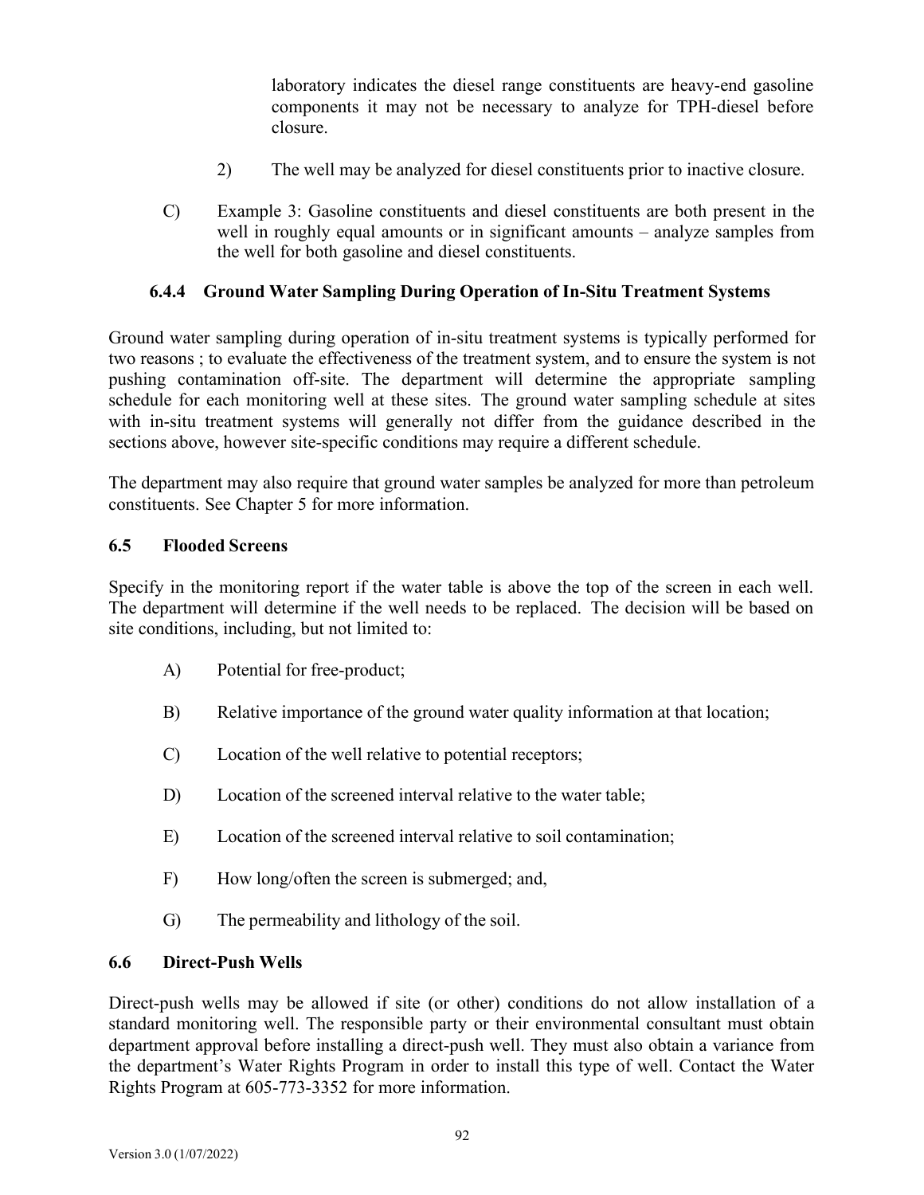laboratory indicates the diesel range constituents are heavy-end gasoline components it may not be necessary to analyze for TPH-diesel before closure.

2) The well may be analyzed for diesel constituents prior to inactive closure.

C) Example 3: Gasoline constituents and diesel constituents are both present in the well in roughly equal amounts or in significant amounts – analyze samples from the well for both gasoline and diesel constituents.

### 6.4.4 Ground Water Sampling During Operation of In-Situ Treatment Systems

Ground water sampling during operation of in-situ treatment systems is typically performed for two reasons ; to evaluate the effectiveness of the treatment system, and to ensure the system is not pushing contamination off-site. The department will determine the appropriate sampling schedule for each monitoring well at these sites. The ground water sampling schedule at sites with in-situ treatment systems will generally not differ from the guidance described in the sections above, however site-specific conditions may require a different schedule.

The department may also require that ground water samples be analyzed for more than petroleum constituents. See Chapter 5 for more information.

## 6.5 Flooded Screens

Specify in the monitoring report if the water table is above the top of the screen in each well. The department will determine if the well needs to be replaced. The decision will be based on site conditions, including, but not limited to:

A) Potential for free-product;

B) Relative importance of the ground water quality information at that location;

C) Location of the well relative to potential receptors;

D) Location of the screened interval relative to the water table;

E) Location of the screened interval relative to soil contamination;

F) How long/often the screen is submerged; and,

G) The permeability and lithology of the soil.

## 6.6 Direct-Push Wells

Direct-push wells may be allowed if site (or other) conditions do not allow installation of a standard monitoring well. The responsible party or their environmental consultant must obtain department approval before installing a direct-push well. They must also obtain a variance from the department's Water Rights Program in order to install this type of well. Contact the Water Rights Program at 605-773-3352 for more information.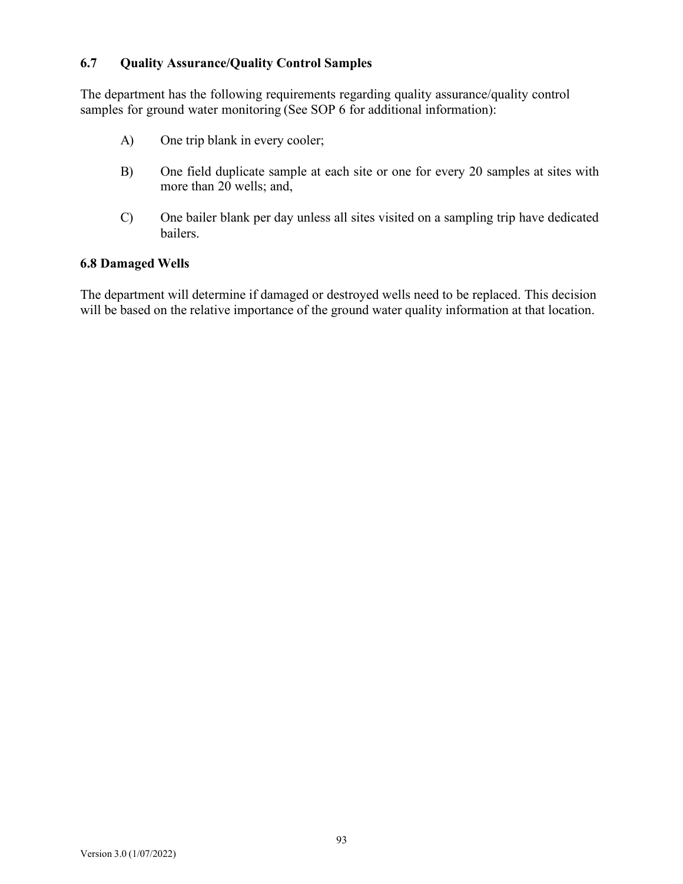### 6.7 Quality Assurance/Quality Control Samples

The department has the following requirements regarding quality assurance/quality control samples for ground water monitoring (See SOP 6 for additional information):

A) One trip blank in every cooler;

B) One field duplicate sample at each site or one for every 20 samples at sites with more than 20 wells; and,

C) One bailer blank per day unless all sites visited on a sampling trip have dedicated bailers.

### 6.8 Damaged Wells

The department will determine if damaged or destroyed wells need to be replaced. This decision will be based on the relative importance of the ground water quality information at that location.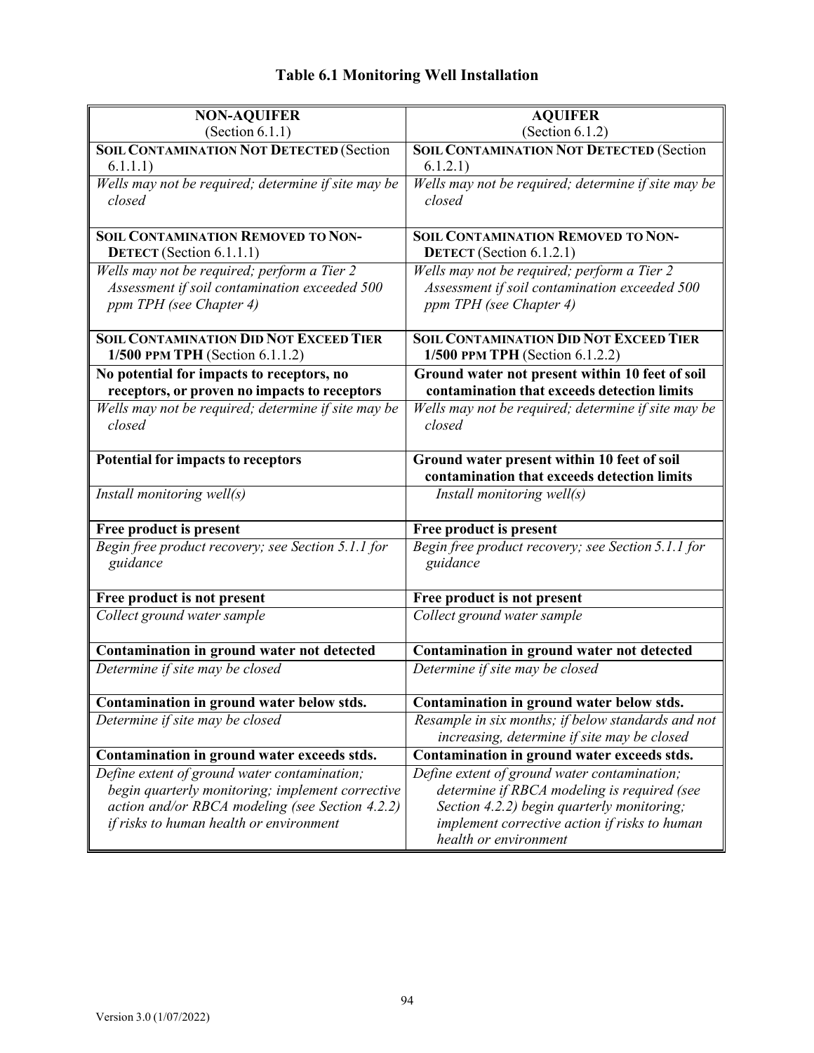## Table 6.1 Monitoring Well Installation

| **NON-AQUIFER** (Section 6.1.1) | **AQUIFER** (Section 6.1.2) |
|---|---|
| **SOIL CONTAMINATION NOT DETECTED** (Section 6.1.1.1) | **SOIL CONTAMINATION NOT DETECTED** (Section 6.1.2.1) |
| *Wells may not be required; determine if site may be closed* | *Wells may not be required; determine if site may be closed* |
| **SOIL CONTAMINATION REMOVED TO NON-DETECT** (Section 6.1.1.1) | **SOIL CONTAMINATION REMOVED TO NON-DETECT** (Section 6.1.2.1) |
| *Wells may not be required; perform a Tier 2 Assessment if soil contamination exceeded 500 ppm TPH (see Chapter 4)* | *Wells may not be required; perform a Tier 2 Assessment if soil contamination exceeded 500 ppm TPH (see Chapter 4)* |
| **SOIL CONTAMINATION DID NOT EXCEED TIER 1/500 PPM TPH** (Section 6.1.1.2) | **SOIL CONTAMINATION DID NOT EXCEED TIER 1/500 PPM TPH** (Section 6.1.2.2) |
| **No potential for impacts to receptors, no receptors, or proven no impacts to receptors** | **Ground water not present within 10 feet of soil contamination that exceeds detection limits** |
| *Wells may not be required; determine if site may be closed* | *Wells may not be required; determine if site may be closed* |
| **Potential for impacts to receptors** | **Ground water present within 10 feet of soil contamination that exceeds detection limits** |
| *Install monitoring well(s)* | *Install monitoring well(s)* |
| **Free product is present** | **Free product is present** |
| *Begin free product recovery; see Section 5.1.1 for guidance* | *Begin free product recovery; see Section 5.1.1 for guidance* |
| **Free product is not present** | **Free product is not present** |
| *Collect ground water sample* | *Collect ground water sample* |
| **Contamination in ground water not detected** | **Contamination in ground water not detected** |
| *Determine if site may be closed* | *Determine if site may be closed* |
| **Contamination in ground water below stds.** | **Contamination in ground water below stds.** |
| *Determine if site may be closed* | *Resample in six months; if below standards and not increasing, determine if site may be closed* |
| **Contamination in ground water exceeds stds.** | **Contamination in ground water exceeds stds.** |
| *Define extent of ground water contamination; begin quarterly monitoring; implement corrective action and/or RBCA modeling (see Section 4.2.2) if risks to human health or environment* | *Define extent of ground water contamination; determine if RBCA modeling is required (see Section 4.2.2) begin quarterly monitoring; implement corrective action if risks to human health or environment* |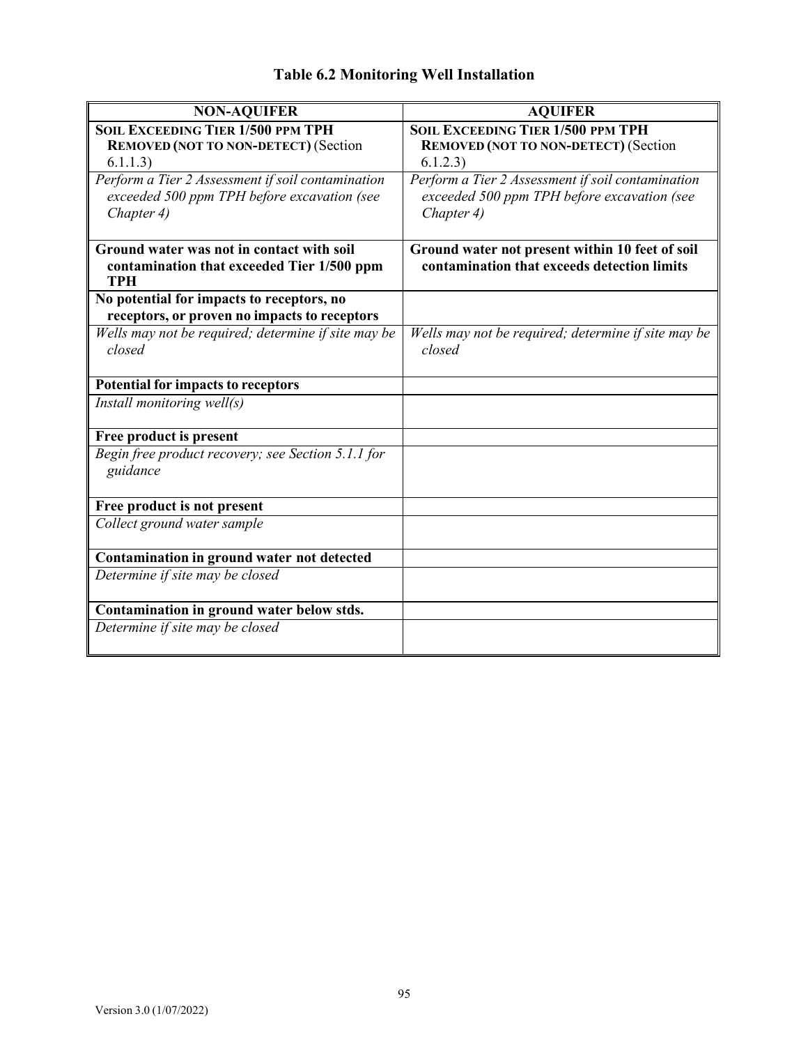# Table 6.2 Monitoring Well Installation

| NON-AQUIFER | AQUIFER |
|---|---|
| **SOIL EXCEEDING TIER 1/500 PPM TPH REMOVED (NOT TO NON-DETECT)** (Section 6.1.1.3) | **SOIL EXCEEDING TIER 1/500 PPM TPH REMOVED (NOT TO NON-DETECT)** (Section 6.1.2.3) |
| *Perform a Tier 2 Assessment if soil contamination exceeded 500 ppm TPH before excavation (see Chapter 4)* | *Perform a Tier 2 Assessment if soil contamination exceeded 500 ppm TPH before excavation (see Chapter 4)* |
| **Ground water was not in contact with soil contamination that exceeded Tier 1/500 ppm TPH** | **Ground water not present within 10 feet of soil contamination that exceeds detection limits** |
| **No potential for impacts to receptors, no receptors, or proven no impacts to receptors** | |
| *Wells may not be required; determine if site may be closed* | *Wells may not be required; determine if site may be closed* |
| **Potential for impacts to receptors** | |
| *Install monitoring well(s)* | |
| **Free product is present** | |
| *Begin free product recovery; see Section 5.1.1 for guidance* | |
| **Free product is not present** | |
| *Collect ground water sample* | |
| **Contamination in ground water not detected** | |
| *Determine if site may be closed* | |
| **Contamination in ground water below stds.** | |
| *Determine if site may be closed* | |

Version 3.0 (1/07/2022)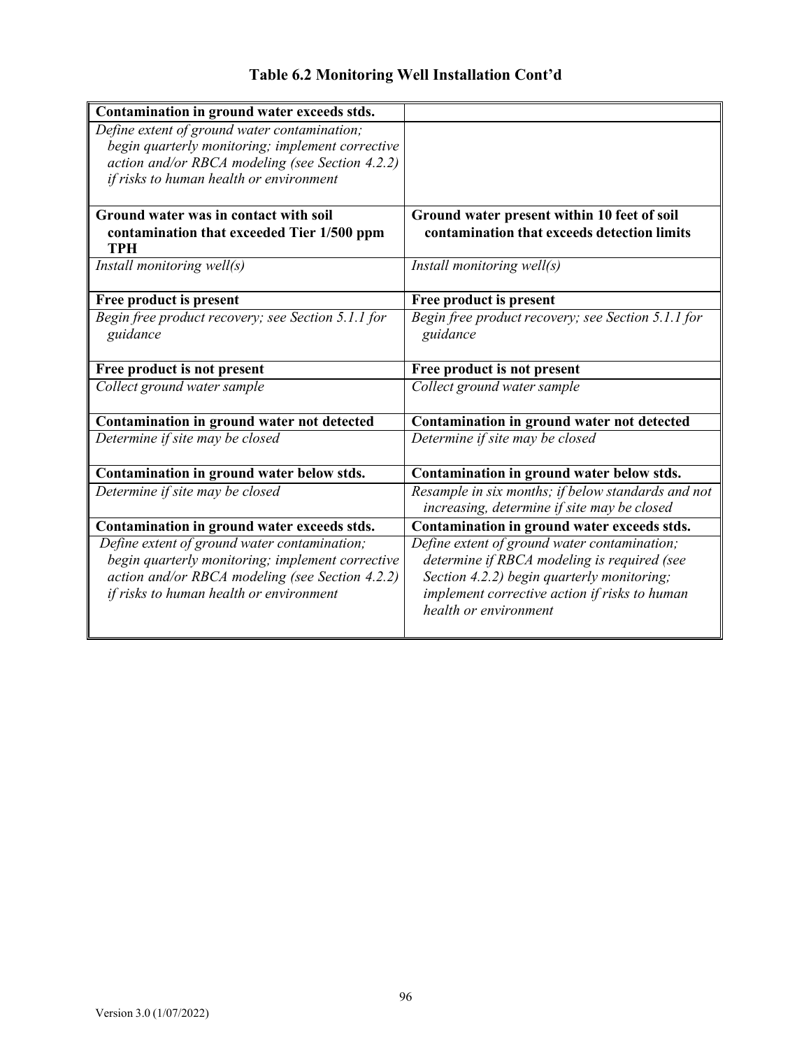## Table 6.2 Monitoring Well Installation Cont'd

| **Contamination in ground water exceeds stds.** | |
|---|---|
| *Define extent of ground water contamination; begin quarterly monitoring; implement corrective action and/or RBCA modeling (see Section 4.2.2) if risks to human health or environment* | |
| **Ground water was in contact with soil contamination that exceeded Tier 1/500 ppm TPH** | **Ground water present within 10 feet of soil contamination that exceeds detection limits** |
| *Install monitoring well(s)* | *Install monitoring well(s)* |
| **Free product is present** | **Free product is present** |
| *Begin free product recovery; see Section 5.1.1 for guidance* | *Begin free product recovery; see Section 5.1.1 for guidance* |
| **Free product is not present** | **Free product is not present** |
| *Collect ground water sample* | *Collect ground water sample* |
| **Contamination in ground water not detected** | **Contamination in ground water not detected** |
| *Determine if site may be closed* | *Determine if site may be closed* |
| **Contamination in ground water below stds.** | **Contamination in ground water below stds.** |
| *Determine if site may be closed* | *Resample in six months; if below standards and not increasing, determine if site may be closed* |
| **Contamination in ground water exceeds stds.** | **Contamination in ground water exceeds stds.** |
| *Define extent of ground water contamination; begin quarterly monitoring; implement corrective action and/or RBCA modeling (see Section 4.2.2) if risks to human health or environment* | *Define extent of ground water contamination; determine if RBCA modeling is required (see Section 4.2.2) begin quarterly monitoring; implement corrective action if risks to human health or environment* |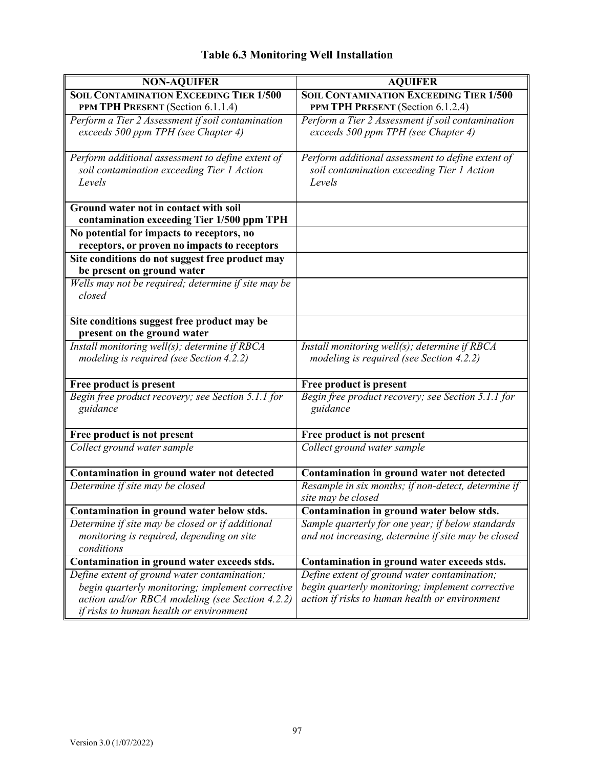# Table 6.3 Monitoring Well Installation

| NON-AQUIFER | AQUIFER |
|---|---|
| **SOIL CONTAMINATION EXCEEDING TIER 1/500 PPM TPH PRESENT** (Section 6.1.1.4) | **SOIL CONTAMINATION EXCEEDING TIER 1/500 PPM TPH PRESENT** (Section 6.1.2.4) |
| *Perform a Tier 2 Assessment if soil contamination exceeds 500 ppm TPH (see Chapter 4)* | *Perform a Tier 2 Assessment if soil contamination exceeds 500 ppm TPH (see Chapter 4)* |
| *Perform additional assessment to define extent of soil contamination exceeding Tier 1 Action Levels* | *Perform additional assessment to define extent of soil contamination exceeding Tier 1 Action Levels* |
| **Ground water not in contact with soil contamination exceeding Tier 1/500 ppm TPH** | |
| **No potential for impacts to receptors, no receptors, or proven no impacts to receptors** | |
| **Site conditions do not suggest free product may be present on ground water** | |
| *Wells may not be required; determine if site may be closed* | |
| **Site conditions suggest free product may be present on the ground water** | |
| *Install monitoring well(s); determine if RBCA modeling is required (see Section 4.2.2)* | *Install monitoring well(s); determine if RBCA modeling is required (see Section 4.2.2)* |
| **Free product is present** | **Free product is present** |
| *Begin free product recovery; see Section 5.1.1 for guidance* | *Begin free product recovery; see Section 5.1.1 for guidance* |
| **Free product is not present** | **Free product is not present** |
| *Collect ground water sample* | *Collect ground water sample* |
| **Contamination in ground water not detected** | **Contamination in ground water not detected** |
| *Determine if site may be closed* | *Resample in six months; if non-detect, determine if site may be closed* |
| **Contamination in ground water below stds.** | **Contamination in ground water below stds.** |
| *Determine if site may be closed or if additional monitoring is required, depending on site conditions* | *Sample quarterly for one year; if below standards and not increasing, determine if site may be closed* |
| **Contamination in ground water exceeds stds.** | **Contamination in ground water exceeds stds.** |
| *Define extent of ground water contamination; begin quarterly monitoring; implement corrective action and/or RBCA modeling (see Section 4.2.2) if risks to human health or environment* | *Define extent of ground water contamination; begin quarterly monitoring; implement corrective action if risks to human health or environment* |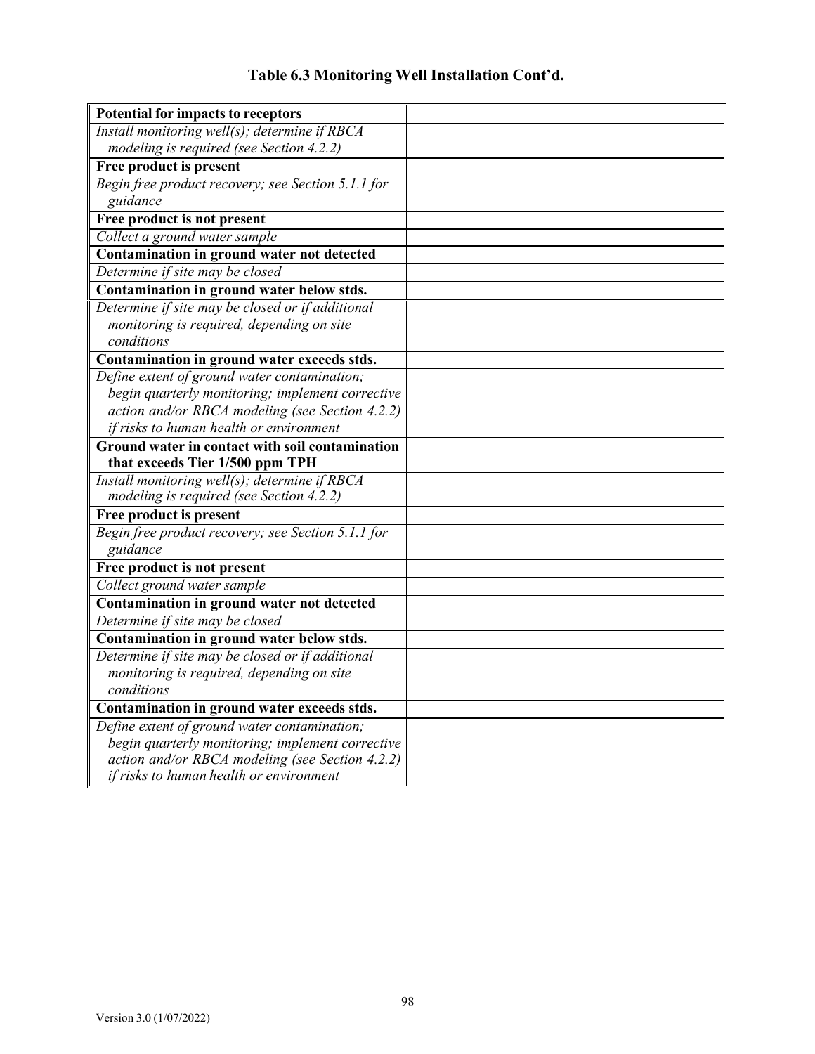## Table 6.3 Monitoring Well Installation Cont'd.

| | |
|---|---|
| **Potential for impacts to receptors** | |
| *Install monitoring well(s); determine if RBCA modeling is required (see Section 4.2.2)* | |
| **Free product is present** | |
| *Begin free product recovery; see Section 5.1.1 for guidance* | |
| **Free product is not present** | |
| *Collect a ground water sample* | |
| **Contamination in ground water not detected** | |
| *Determine if site may be closed* | |
| **Contamination in ground water below stds.** | |
| *Determine if site may be closed or if additional monitoring is required, depending on site conditions* | |
| **Contamination in ground water exceeds stds.** | |
| *Define extent of ground water contamination; begin quarterly monitoring; implement corrective action and/or RBCA modeling (see Section 4.2.2) if risks to human health or environment* | |
| **Ground water in contact with soil contamination that exceeds Tier 1/500 ppm TPH** | |
| *Install monitoring well(s); determine if RBCA modeling is required (see Section 4.2.2)* | |
| **Free product is present** | |
| *Begin free product recovery; see Section 5.1.1 for guidance* | |
| **Free product is not present** | |
| *Collect ground water sample* | |
| **Contamination in ground water not detected** | |
| *Determine if site may be closed* | |
| **Contamination in ground water below stds.** | |
| *Determine if site may be closed or if additional monitoring is required, depending on site conditions* | |
| **Contamination in ground water exceeds stds.** | |
| *Define extent of ground water contamination; begin quarterly monitoring; implement corrective action and/or RBCA modeling (see Section 4.2.2) if risks to human health or environment* | |

Version 3.0 (1/07/2022)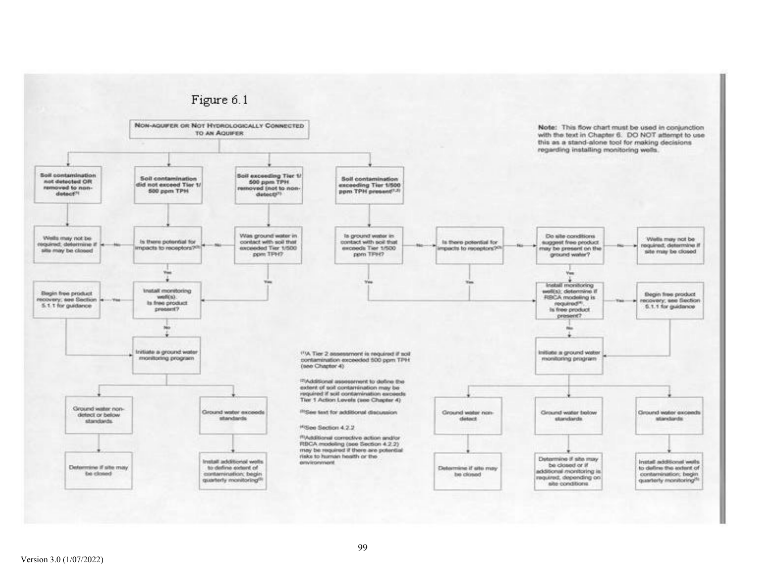# Figure 6.1

**NON-AQUIFER OR NOT HYDROLOGICALLY CONNECTED TO AN AQUIFER**

Note: This flow chart must be used in conjunction with the text in Chapter 6. DO NOT attempt to use this as a stand-alone tool for making decisions regarding installing monitoring wells.

**Soil contamination not detected OR removed to non-detect**[3]
- Wells may not be required; determine if site may be closed

**Soil contamination did not exceed Tier 1/ 500 ppm TPH**
- Is there potential for impacts to receptors?[3]
  - No → Wells may not be required; determine if site may be closed
  - Yes → Install monitoring well(s). Is free product present?

**Soil exceeding Tier 1/ 500 ppm TPH removed (not to non-detect)**[3]
- Was ground water in contact with soil that exceeded Tier 1/500 ppm TPH?
  - No → Is there potential for impacts to receptors?[3]
  - Yes → Install monitoring well(s). Is free product present?

Install monitoring well(s). Is free product present?
- Yes → Begin free product recovery; see Section 5.1.1 for guidance → Initiate a ground water monitoring program
- No → Initiate a ground water monitoring program
  - Ground water non-detect or below standards → Determine if site may be closed
  - Ground water exceeds standards → Install additional wells to define extent of contamination; begin quarterly monitoring[5]

**Soil contamination exceeding Tier 1/500 ppm TPH present**[1,2]
- Is ground water in contact with soil that exceeds Tier 1/500 ppm TPH?
  - Yes → Install monitoring well(s); determine if RBCA modeling is required[4]. Is free product present?
  - No → Is there potential for impacts to receptors?[3]
    - Yes → Install monitoring well(s); determine if RBCA modeling is required[4]. Is free product present?
    - No → Do site conditions suggest free product may be present on the ground water?
      - No → Wells may not be required; determine if site may be closed
      - Yes → Install monitoring well(s); determine if RBCA modeling is required[4]. Is free product present?

Install monitoring well(s); determine if RBCA modeling is required[4]. Is free product present?
- Yes → Begin free product recovery; see Section 5.1.1 for guidance → Initiate a ground water monitoring program
- No → Initiate a ground water monitoring program
  - Ground water non-detect → Determine if site may be closed
  - Ground water below standards → Determine if site may be closed or if additional monitoring is required, depending on site conditions
  - Ground water exceeds standards → Install additional wells to define the extent of contamination; begin quarterly monitoring[5]

[1]A Tier 2 assessment is required if soil contamination exceeded 500 ppm TPH (see Chapter 4)

[2]Additional assessment to define the extent of soil contamination may be required if soil contamination exceeds Tier 1 Action Levels (see Chapter 4)

[3]See text for additional discussion

[4]See Section 4.2.2

[5]Additional corrective action and/or RBCA modeling (see Section 4.2.2) may be required if there are potential risks to human health or the environment

Version 3.0 (1/07/2022)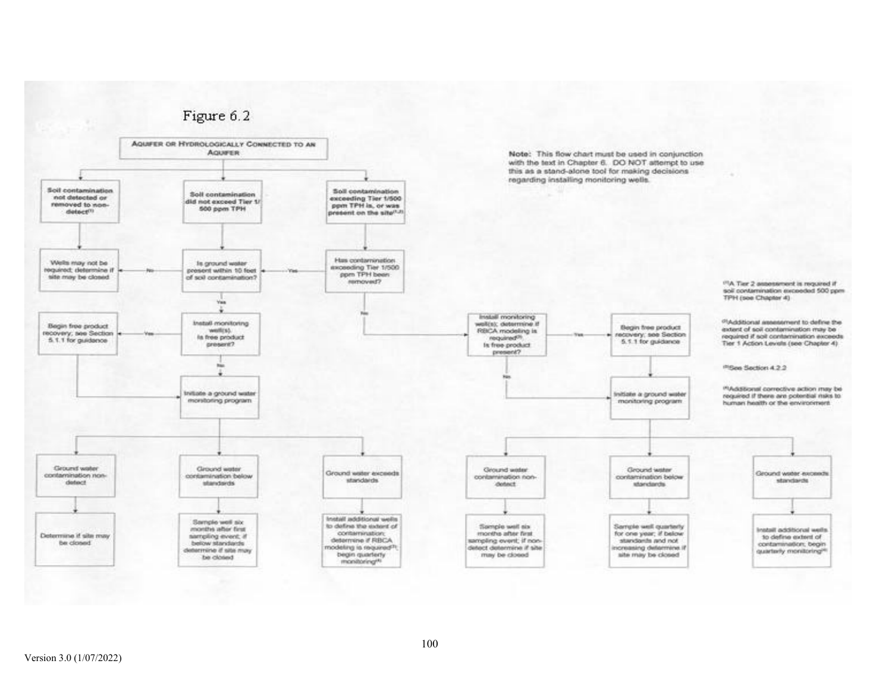Figure 6.2

AQUIFER OR HYDROLOGICALLY CONNECTED TO AN AQUIFER

Soil contamination not detected or removed to non-detect[1]

Soil contamination did not exceed Tier 1/ 500 ppm TPH

Soil contamination exceeding Tier 1/500 ppm TPH is, or was present on the site[1,2]

Wells may not be required; determine if site may be closed

Is ground water present within 10 feet of soil contamination?

Has contamination exceeding Tier 1/500 ppm TPH been removed?

No

Yes

Yes

No

Begin free product recovery; see Section 5.1.1 for guidance

Install monitoring well(s). Is free product present?

Install monitoring well(s); determine if RBCA modeling is required[3]. Is free product present?

Begin free product recovery; see Section 5.1.1 for guidance

Initiate a ground water monitoring program

Initiate a ground water monitoring program

Ground water contamination non-detect

Ground water contamination below standards

Ground water exceeds standards

Ground water contamination non-detect

Ground water contamination below standards

Ground water exceeds standards

Determine if site may be closed

Sample well six months after first sampling event; if below standards determine if site may be closed

Install additional wells to define the extent of contamination; determine if RBCA modeling is required[3]; begin quarterly monitoring[4]

Sample well six months after first sampling event; if non-detect determine if site may be closed

Sample well quarterly for one year; if below standards and not increasing determine if site may be closed

Install additional wells to define extent of contamination; begin quarterly monitoring[4]

**Note:** This flow chart must be used in conjunction with the text in Chapter 6. DO NOT attempt to use this as a stand-alone tool for making decisions regarding installing monitoring wells.

[1]A Tier 2 assessment is required if soil contamination exceeded 500 ppm TPH (see Chapter 4)

[2]Additional assessment to define the extent of soil contamination may be required if soil contamination exceeds Tier 1 Action Levels (see Chapter 4)

[3]See Section 4.2.2

[4]Additional corrective action may be required if there are potential risks to human health or the environment

Version 3.0 (1/07/2022)